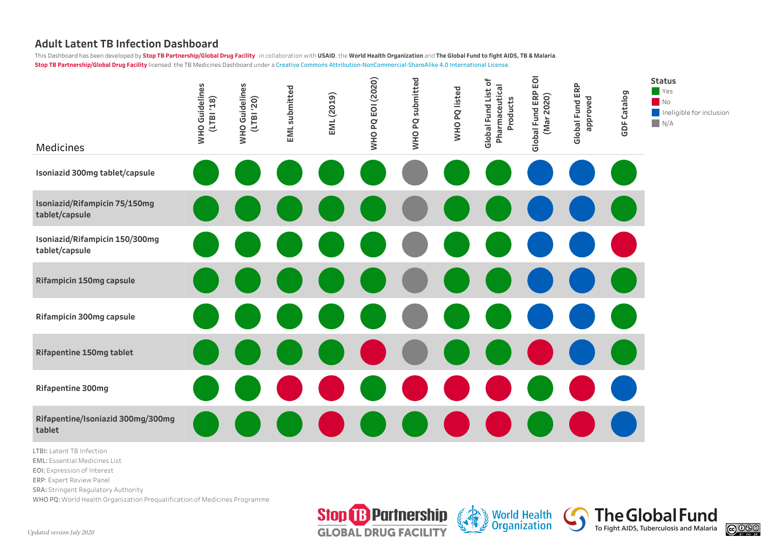# Adult Latent TB Infection Dashboard

This Dashboard has been developed by **Stop TB Partnership/Global Drug Facility** in collaboration with **USAID**, the **World Health Organization** and **The Global Fund to fight AIDS, TB & Malaria**.
**Stop TB Partnership/Global Drug Facility** licensed the TB Medicines Dashboard under a Creative Commons Attribution-NonCommercial-ShareAlike 4.0 International License.

| Medicines | WHO Guidelines (LTBI '18) | WHO Guidelines (LTBI '20) | EML submitted | EML (2019) | WHO PQ EOI (2020) | WHO PQ submitted | WHO PQ listed | Global Fund List of Pharmaceutical Products | Global Fund ERP EOI (Mar 2020) | Global Fund ERP approved | GDF Catalog |
|---|---|---|---|---|---|---|---|---|---|---|---|
| Isoniazid 300mg tablet/capsule | Yes | Yes | Yes | Yes | Yes | N/A | Yes | Yes | Ineligible for inclusion | Ineligible for inclusion | Yes |
| Isoniazid/Rifampicin 75/150mg tablet/capsule | Yes | Yes | Yes | Yes | Yes | N/A | Yes | Yes | Ineligible for inclusion | Ineligible for inclusion | Yes |
| Isoniazid/Rifampicin 150/300mg tablet/capsule | Yes | Yes | Yes | Yes | Yes | N/A | Yes | Yes | Ineligible for inclusion | Ineligible for inclusion | No |
| Rifampicin 150mg capsule | Yes | Yes | Yes | Yes | Yes | N/A | Yes | Yes | Ineligible for inclusion | Ineligible for inclusion | Yes |
| Rifampicin 300mg capsule | Yes | Yes | Yes | Yes | Yes | N/A | Yes | Yes | Ineligible for inclusion | Ineligible for inclusion | Yes |
| Rifapentine 150mg tablet | Yes | Yes | Yes | Yes | No | N/A | Yes | Yes | No | Ineligible for inclusion | Yes |
| Rifapentine 300mg | Yes | Yes | No | No | Yes | No | No | No | Yes | No | Ineligible for inclusion |
| Rifapentine/Isoniazid 300mg/300mg tablet | Yes | Yes | Yes | No | Yes | Yes | No | No | Yes | No | Ineligible for inclusion |

**Status**
- Yes
- No
- Ineligible for inclusion
- N/A

**LTBI:** Latent TB Infection
**EML:** Essential Medicines List
**EOI:** Expression of Interest
**ERP:** Expert Review Panel
**SRA:** Stringent Regulatory Authority
**WHO PQ:** World Health Organization Prequalification of Medicines Programme

*Updated version July 2020*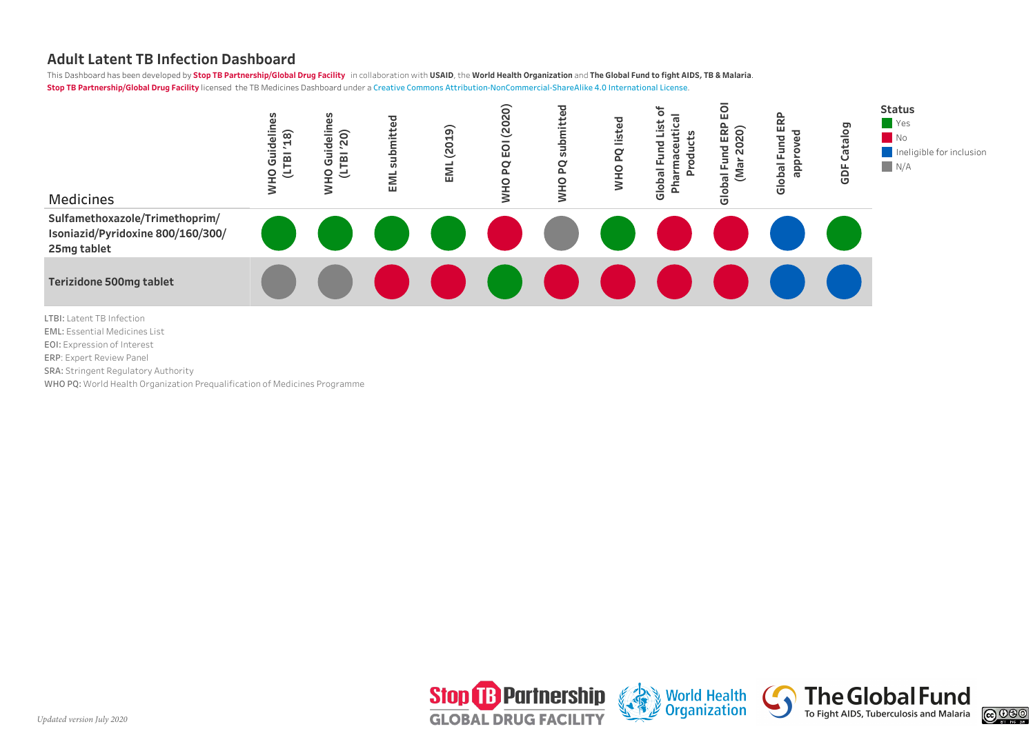## Adult Latent TB Infection Dashboard

This Dashboard has been developed by **Stop TB Partnership/Global Drug Facility** in collaboration with **USAID**, the **World Health Organization** and **The Global Fund to fight AIDS, TB & Malaria**.

**Stop TB Partnership/Global Drug Facility** licensed the TB Medicines Dashboard under a Creative Commons Attribution-NonCommercial-ShareAlike 4.0 International License.

| Medicines | WHO Guidelines (LTBI '18) | WHO Guidelines (LTBI '20) | EML submitted | EML (2019) | WHO PQ EOI (2020) | WHO PQ submitted | WHO PQ listed | Global Fund List of Pharmaceutical Products | Global Fund ERP EOI (Mar 2020) | Global Fund ERP approved | GDF Catalog |
|---|---|---|---|---|---|---|---|---|---|---|---|
| Sulfamethoxazole/Trimethoprim/ Isoniazid/Pyridoxine 800/160/300/ 25mg tablet | Yes | Yes | Yes | Yes | No | N/A | Yes | No | No | Ineligible for inclusion | Yes |
| Terizidone 500mg tablet | N/A | N/A | No | No | Yes | No | No | No | No | Ineligible for inclusion | Ineligible for inclusion |

**Status**
- Yes
- No
- Ineligible for inclusion
- N/A

**LTBI:** Latent TB Infection
**EML:** Essential Medicines List
**EOI:** Expression of Interest
**ERP**: Expert Review Panel
**SRA:** Stringent Regulatory Authority
**WHO PQ:** World Health Organization Prequalification of Medicines Programme

*Updated version July 2020*